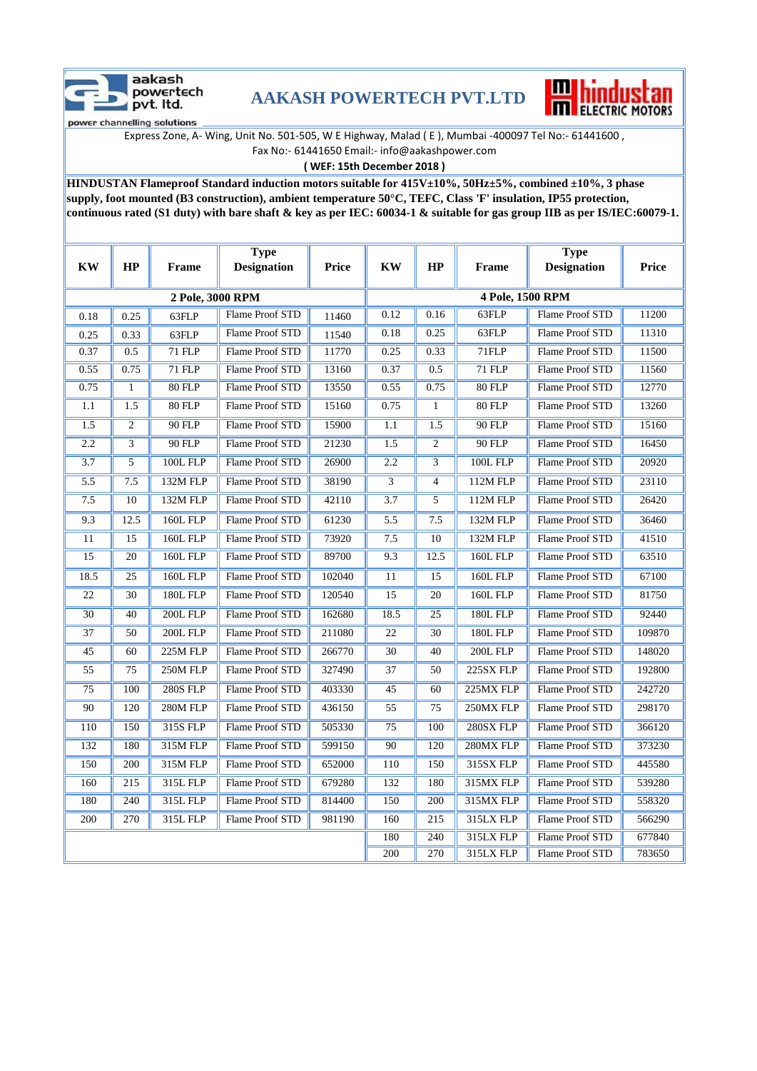aakash powertech pvt. ltd.

power channelling solutions

# AAKASH POWERTECH PVT.LTD

hindustan ELECTRIC MOTORS

Express Zone, A- Wing, Unit No. 501-505, W E Highway, Malad ( E ), Mumbai -400097 Tel No:- 61441600 , Fax No:- 61441650 Email:- info@aakashpower.com

**( WEF: 15th December 2018 )**

**HINDUSTAN Flameproof Standard induction motors suitable for 415V±10%, 50Hz±5%, combined ±10%, 3 phase supply, foot mounted (B3 construction), ambient temperature 50°C, TEFC, Class 'F' insulation, IP55 protection, continuous rated (S1 duty) with bare shaft & key as per IEC: 60034-1 & suitable for gas group IIB as per IS/IEC:60079-1.**

| KW | HP | Frame | Type Designation | Price | KW | HP | Frame | Type Designation | Price |
|---|---|---|---|---|---|---|---|---|---|
| 2 Pole, 3000 RPM | | | | | 4 Pole, 1500 RPM | | | | |
| 0.18 | 0.25 | 63FLP | Flame Proof STD | 11460 | 0.12 | 0.16 | 63FLP | Flame Proof STD | 11200 |
| 0.25 | 0.33 | 63FLP | Flame Proof STD | 11540 | 0.18 | 0.25 | 63FLP | Flame Proof STD | 11310 |
| 0.37 | 0.5 | 71 FLP | Flame Proof STD | 11770 | 0.25 | 0.33 | 71FLP | Flame Proof STD | 11500 |
| 0.55 | 0.75 | 71 FLP | Flame Proof STD | 13160 | 0.37 | 0.5 | 71 FLP | Flame Proof STD | 11560 |
| 0.75 | 1 | 80 FLP | Flame Proof STD | 13550 | 0.55 | 0.75 | 80 FLP | Flame Proof STD | 12770 |
| 1.1 | 1.5 | 80 FLP | Flame Proof STD | 15160 | 0.75 | 1 | 80 FLP | Flame Proof STD | 13260 |
| 1.5 | 2 | 90 FLP | Flame Proof STD | 15900 | 1.1 | 1.5 | 90 FLP | Flame Proof STD | 15160 |
| 2.2 | 3 | 90 FLP | Flame Proof STD | 21230 | 1.5 | 2 | 90 FLP | Flame Proof STD | 16450 |
| 3.7 | 5 | 100L FLP | Flame Proof STD | 26900 | 2.2 | 3 | 100L FLP | Flame Proof STD | 20920 |
| 5.5 | 7.5 | 132M FLP | Flame Proof STD | 38190 | 3 | 4 | 112M FLP | Flame Proof STD | 23110 |
| 7.5 | 10 | 132M FLP | Flame Proof STD | 42110 | 3.7 | 5 | 112M FLP | Flame Proof STD | 26420 |
| 9.3 | 12.5 | 160L FLP | Flame Proof STD | 61230 | 5.5 | 7.5 | 132M FLP | Flame Proof STD | 36460 |
| 11 | 15 | 160L FLP | Flame Proof STD | 73920 | 7.5 | 10 | 132M FLP | Flame Proof STD | 41510 |
| 15 | 20 | 160L FLP | Flame Proof STD | 89700 | 9.3 | 12.5 | 160L FLP | Flame Proof STD | 63510 |
| 18.5 | 25 | 160L FLP | Flame Proof STD | 102040 | 11 | 15 | 160L FLP | Flame Proof STD | 67100 |
| 22 | 30 | 180L FLP | Flame Proof STD | 120540 | 15 | 20 | 160L FLP | Flame Proof STD | 81750 |
| 30 | 40 | 200L FLP | Flame Proof STD | 162680 | 18.5 | 25 | 180L FLP | Flame Proof STD | 92440 |
| 37 | 50 | 200L FLP | Flame Proof STD | 211080 | 22 | 30 | 180L FLP | Flame Proof STD | 109870 |
| 45 | 60 | 225M FLP | Flame Proof STD | 266770 | 30 | 40 | 200L FLP | Flame Proof STD | 148020 |
| 55 | 75 | 250M FLP | Flame Proof STD | 327490 | 37 | 50 | 225SX FLP | Flame Proof STD | 192800 |
| 75 | 100 | 280S FLP | Flame Proof STD | 403330 | 45 | 60 | 225MX FLP | Flame Proof STD | 242720 |
| 90 | 120 | 280M FLP | Flame Proof STD | 436150 | 55 | 75 | 250MX FLP | Flame Proof STD | 298170 |
| 110 | 150 | 315S FLP | Flame Proof STD | 505330 | 75 | 100 | 280SX FLP | Flame Proof STD | 366120 |
| 132 | 180 | 315M FLP | Flame Proof STD | 599150 | 90 | 120 | 280MX FLP | Flame Proof STD | 373230 |
| 150 | 200 | 315M FLP | Flame Proof STD | 652000 | 110 | 150 | 315SX FLP | Flame Proof STD | 445580 |
| 160 | 215 | 315L FLP | Flame Proof STD | 679280 | 132 | 180 | 315MX FLP | Flame Proof STD | 539280 |
| 180 | 240 | 315L FLP | Flame Proof STD | 814400 | 150 | 200 | 315MX FLP | Flame Proof STD | 558320 |
| 200 | 270 | 315L FLP | Flame Proof STD | 981190 | 160 | 215 | 315LX FLP | Flame Proof STD | 566290 |
| | | | | | 180 | 240 | 315LX FLP | Flame Proof STD | 677840 |
| | | | | | 200 | 270 | 315LX FLP | Flame Proof STD | 783650 |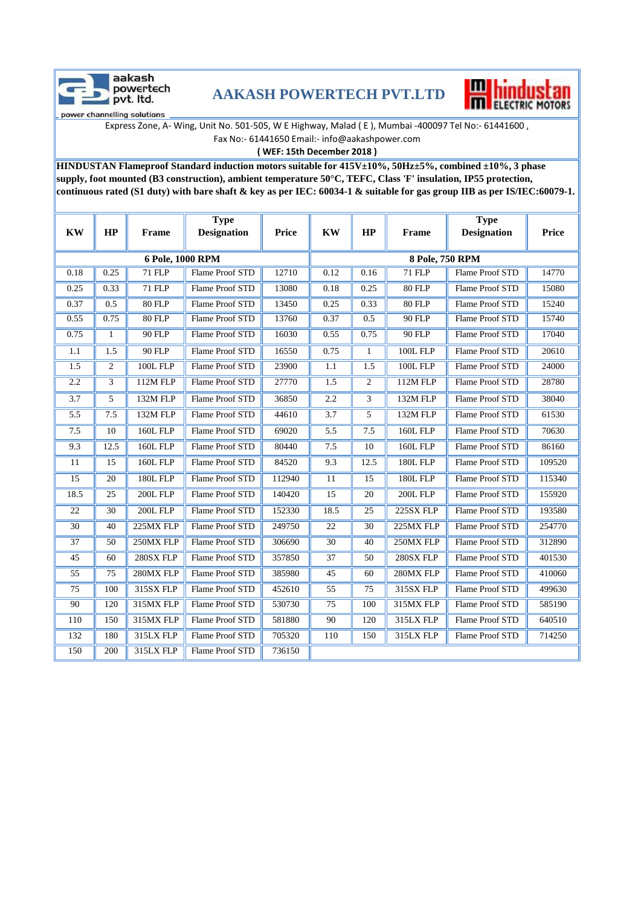# AAKASH POWERTECH PVT.LTD

aakash powertech pvt. ltd.

power channelling solutions

hindustan ELECTRIC MOTORS

Express Zone, A- Wing, Unit No. 501-505, W E Highway, Malad ( E ), Mumbai -400097 Tel No:- 61441600 , Fax No:- 61441650 Email:- info@aakashpower.com

**( WEF: 15th December 2018 )**

**HINDUSTAN Flameproof Standard induction motors suitable for 415V±10%, 50Hz±5%, combined ±10%, 3 phase supply, foot mounted (B3 construction), ambient temperature 50°C, TEFC, Class 'F' insulation, IP55 protection, continuous rated (S1 duty) with bare shaft & key as per IEC: 60034-1 & suitable for gas group IIB as per IS/IEC:60079-1.**

| KW | HP | Frame | Type Designation | Price | KW | HP | Frame | Type Designation | Price |
|---|---|---|---|---|---|---|---|---|---|
| 6 Pole, 1000 RPM | | | | | 8 Pole, 750 RPM | | | | |
| 0.18 | 0.25 | 71 FLP | Flame Proof STD | 12710 | 0.12 | 0.16 | 71 FLP | Flame Proof STD | 14770 |
| 0.25 | 0.33 | 71 FLP | Flame Proof STD | 13080 | 0.18 | 0.25 | 80 FLP | Flame Proof STD | 15080 |
| 0.37 | 0.5 | 80 FLP | Flame Proof STD | 13450 | 0.25 | 0.33 | 80 FLP | Flame Proof STD | 15240 |
| 0.55 | 0.75 | 80 FLP | Flame Proof STD | 13760 | 0.37 | 0.5 | 90 FLP | Flame Proof STD | 15740 |
| 0.75 | 1 | 90 FLP | Flame Proof STD | 16030 | 0.55 | 0.75 | 90 FLP | Flame Proof STD | 17040 |
| 1.1 | 1.5 | 90 FLP | Flame Proof STD | 16550 | 0.75 | 1 | 100L FLP | Flame Proof STD | 20610 |
| 1.5 | 2 | 100L FLP | Flame Proof STD | 23900 | 1.1 | 1.5 | 100L FLP | Flame Proof STD | 24000 |
| 2.2 | 3 | 112M FLP | Flame Proof STD | 27770 | 1.5 | 2 | 112M FLP | Flame Proof STD | 28780 |
| 3.7 | 5 | 132M FLP | Flame Proof STD | 36850 | 2.2 | 3 | 132M FLP | Flame Proof STD | 38040 |
| 5.5 | 7.5 | 132M FLP | Flame Proof STD | 44610 | 3.7 | 5 | 132M FLP | Flame Proof STD | 61530 |
| 7.5 | 10 | 160L FLP | Flame Proof STD | 69020 | 5.5 | 7.5 | 160L FLP | Flame Proof STD | 70630 |
| 9.3 | 12.5 | 160L FLP | Flame Proof STD | 80440 | 7.5 | 10 | 160L FLP | Flame Proof STD | 86160 |
| 11 | 15 | 160L FLP | Flame Proof STD | 84520 | 9.3 | 12.5 | 180L FLP | Flame Proof STD | 109520 |
| 15 | 20 | 180L FLP | Flame Proof STD | 112940 | 11 | 15 | 180L FLP | Flame Proof STD | 115340 |
| 18.5 | 25 | 200L FLP | Flame Proof STD | 140420 | 15 | 20 | 200L FLP | Flame Proof STD | 155920 |
| 22 | 30 | 200L FLP | Flame Proof STD | 152330 | 18.5 | 25 | 225SX FLP | Flame Proof STD | 193580 |
| 30 | 40 | 225MX FLP | Flame Proof STD | 249750 | 22 | 30 | 225MX FLP | Flame Proof STD | 254770 |
| 37 | 50 | 250MX FLP | Flame Proof STD | 306690 | 30 | 40 | 250MX FLP | Flame Proof STD | 312890 |
| 45 | 60 | 280SX FLP | Flame Proof STD | 357850 | 37 | 50 | 280SX FLP | Flame Proof STD | 401530 |
| 55 | 75 | 280MX FLP | Flame Proof STD | 385980 | 45 | 60 | 280MX FLP | Flame Proof STD | 410060 |
| 75 | 100 | 315SX FLP | Flame Proof STD | 452610 | 55 | 75 | 315SX FLP | Flame Proof STD | 499630 |
| 90 | 120 | 315MX FLP | Flame Proof STD | 530730 | 75 | 100 | 315MX FLP | Flame Proof STD | 585190 |
| 110 | 150 | 315MX FLP | Flame Proof STD | 581880 | 90 | 120 | 315LX FLP | Flame Proof STD | 640510 |
| 132 | 180 | 315LX FLP | Flame Proof STD | 705320 | 110 | 150 | 315LX FLP | Flame Proof STD | 714250 |
| 150 | 200 | 315LX FLP | Flame Proof STD | 736150 | | | | | |